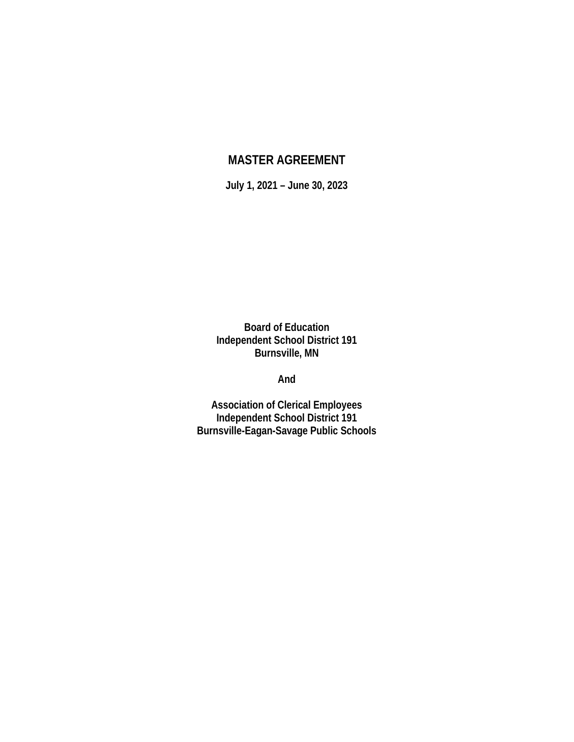# MASTER AGREEMENT

**July 1, 2021 – June 30, 2023**

**Board of Education**
**Independent School District 191**
**Burnsville, MN**

**And**

**Association of Clerical Employees**
**Independent School District 191**
**Burnsville-Eagan-Savage Public Schools**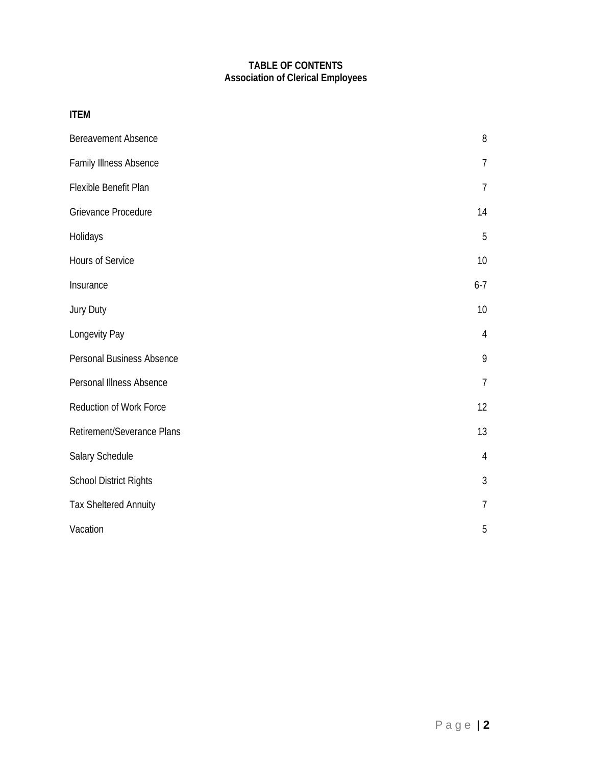# TABLE OF CONTENTS
## Association of Clerical Employees

| ITEM | |
|---|---|
| Bereavement Absence | 8 |
| Family Illness Absence | 7 |
| Flexible Benefit Plan | 7 |
| Grievance Procedure | 14 |
| Holidays | 5 |
| Hours of Service | 10 |
| Insurance | 6-7 |
| Jury Duty | 10 |
| Longevity Pay | 4 |
| Personal Business Absence | 9 |
| Personal Illness Absence | 7 |
| Reduction of Work Force | 12 |
| Retirement/Severance Plans | 13 |
| Salary Schedule | 4 |
| School District Rights | 3 |
| Tax Sheltered Annuity | 7 |
| Vacation | 5 |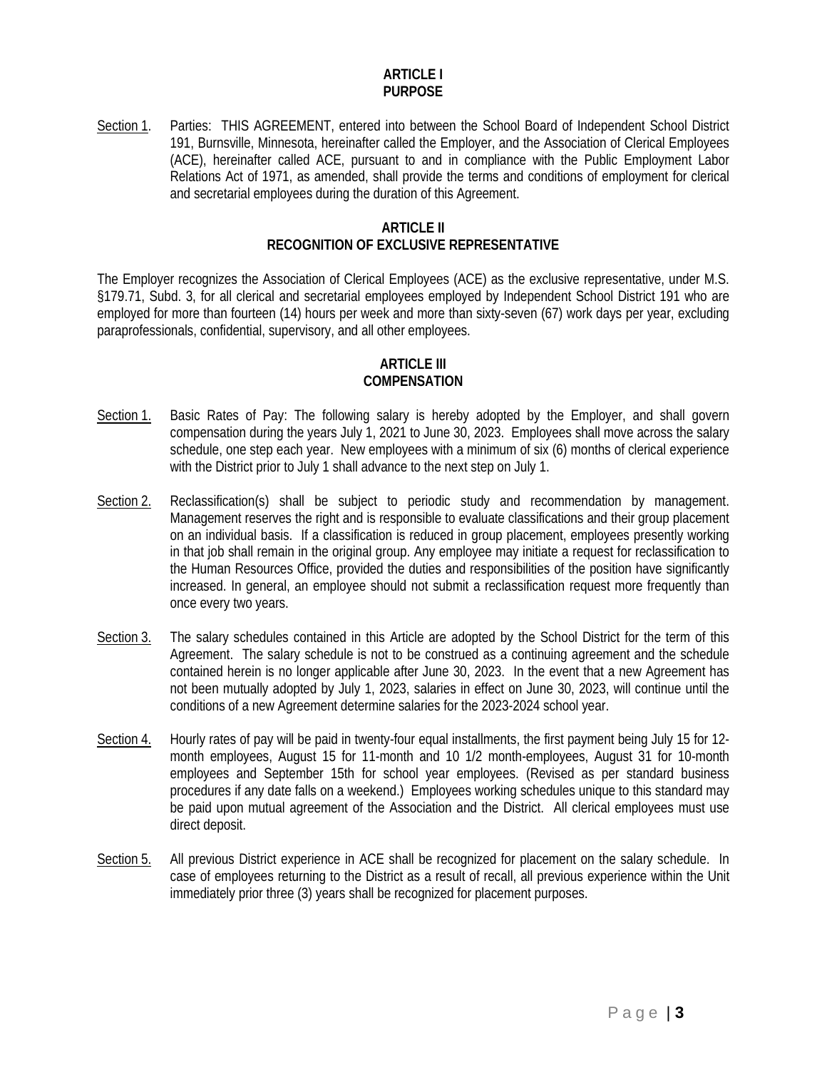## ARTICLE I
## PURPOSE

Section 1. Parties: THIS AGREEMENT, entered into between the School Board of Independent School District 191, Burnsville, Minnesota, hereinafter called the Employer, and the Association of Clerical Employees (ACE), hereinafter called ACE, pursuant to and in compliance with the Public Employment Labor Relations Act of 1971, as amended, shall provide the terms and conditions of employment for clerical and secretarial employees during the duration of this Agreement.

## ARTICLE II
## RECOGNITION OF EXCLUSIVE REPRESENTATIVE

The Employer recognizes the Association of Clerical Employees (ACE) as the exclusive representative, under M.S. §179.71, Subd. 3, for all clerical and secretarial employees employed by Independent School District 191 who are employed for more than fourteen (14) hours per week and more than sixty-seven (67) work days per year, excluding paraprofessionals, confidential, supervisory, and all other employees.

## ARTICLE III
## COMPENSATION

Section 1. Basic Rates of Pay: The following salary is hereby adopted by the Employer, and shall govern compensation during the years July 1, 2021 to June 30, 2023. Employees shall move across the salary schedule, one step each year. New employees with a minimum of six (6) months of clerical experience with the District prior to July 1 shall advance to the next step on July 1.

Section 2. Reclassification(s) shall be subject to periodic study and recommendation by management. Management reserves the right and is responsible to evaluate classifications and their group placement on an individual basis. If a classification is reduced in group placement, employees presently working in that job shall remain in the original group. Any employee may initiate a request for reclassification to the Human Resources Office, provided the duties and responsibilities of the position have significantly increased. In general, an employee should not submit a reclassification request more frequently than once every two years.

Section 3. The salary schedules contained in this Article are adopted by the School District for the term of this Agreement. The salary schedule is not to be construed as a continuing agreement and the schedule contained herein is no longer applicable after June 30, 2023. In the event that a new Agreement has not been mutually adopted by July 1, 2023, salaries in effect on June 30, 2023, will continue until the conditions of a new Agreement determine salaries for the 2023-2024 school year.

Section 4. Hourly rates of pay will be paid in twenty-four equal installments, the first payment being July 15 for 12-month employees, August 15 for 11-month and 10 1/2 month-employees, August 31 for 10-month employees and September 15th for school year employees. (Revised as per standard business procedures if any date falls on a weekend.) Employees working schedules unique to this standard may be paid upon mutual agreement of the Association and the District. All clerical employees must use direct deposit.

Section 5. All previous District experience in ACE shall be recognized for placement on the salary schedule. In case of employees returning to the District as a result of recall, all previous experience within the Unit immediately prior three (3) years shall be recognized for placement purposes.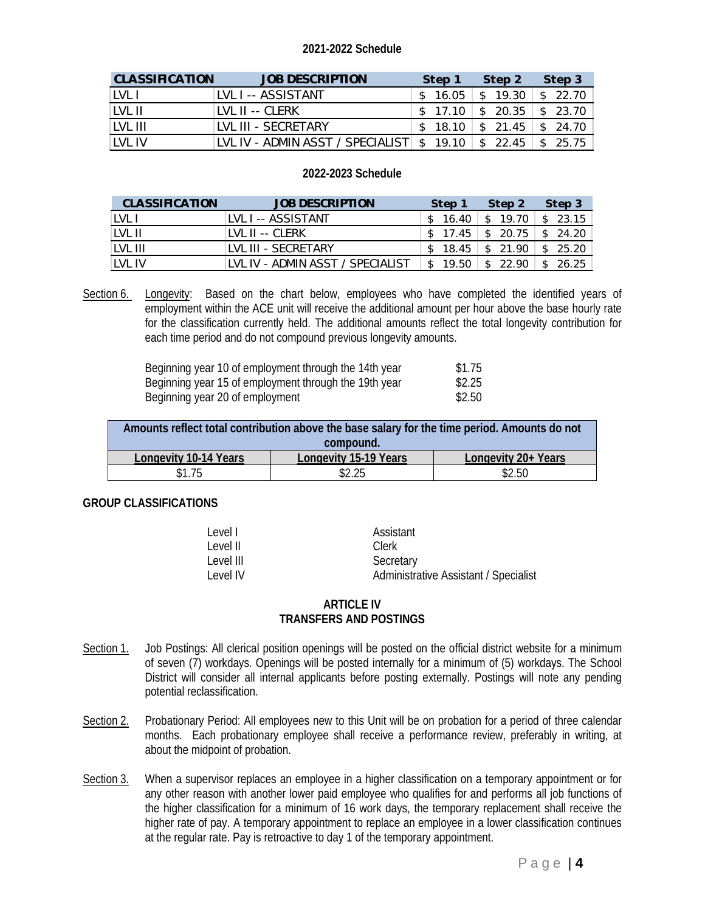**2021-2022 Schedule**

| CLASSIFICATION | JOB DESCRIPTION | Step 1 | Step 2 | Step 3 |
|---|---|---|---|---|
| LVL I | LVL I -- ASSISTANT | $ 16.05 | $ 19.30 | $ 22.70 |
| LVL II | LVL II -- CLERK | $ 17.10 | $ 20.35 | $ 23.70 |
| LVL III | LVL III - SECRETARY | $ 18.10 | $ 21.45 | $ 24.70 |
| LVL IV | LVL IV - ADMIN ASST / SPECIALIST | $ 19.10 | $ 22.45 | $ 25.75 |

**2022-2023 Schedule**

| CLASSIFICATION | JOB DESCRIPTION | Step 1 | Step 2 | Step 3 |
|---|---|---|---|---|
| LVL I | LVL I -- ASSISTANT | $ 16.40 | $ 19.70 | $ 23.15 |
| LVL II | LVL II -- CLERK | $ 17.45 | $ 20.75 | $ 24.20 |
| LVL III | LVL III - SECRETARY | $ 18.45 | $ 21.90 | $ 25.20 |
| LVL IV | LVL IV - ADMIN ASST / SPECIALIST | $ 19.50 | $ 22.90 | $ 26.25 |

Section 6. Longevity: Based on the chart below, employees who have completed the identified years of employment within the ACE unit will receive the additional amount per hour above the base hourly rate for the classification currently held. The additional amounts reflect the total longevity contribution for each time period and do not compound previous longevity amounts.

| | |
|---|---|
| Beginning year 10 of employment through the 14th year | $1.75 |
| Beginning year 15 of employment through the 19th year | $2.25 |
| Beginning year 20 of employment | $2.50 |

| Amounts reflect total contribution above the base salary for the time period. Amounts do not compound. | | |
|---|---|---|
| Longevity 10-14 Years | Longevity 15-19 Years | Longevity 20+ Years |
| $1.75 | $2.25 | $2.50 |

**GROUP CLASSIFICATIONS**

| | |
|---|---|
| Level I | Assistant |
| Level II | Clerk |
| Level III | Secretary |
| Level IV | Administrative Assistant / Specialist |

## ARTICLE IV
## TRANSFERS AND POSTINGS

Section 1. Job Postings: All clerical position openings will be posted on the official district website for a minimum of seven (7) workdays. Openings will be posted internally for a minimum of (5) workdays. The School District will consider all internal applicants before posting externally. Postings will note any pending potential reclassification.

Section 2. Probationary Period: All employees new to this Unit will be on probation for a period of three calendar months. Each probationary employee shall receive a performance review, preferably in writing, at about the midpoint of probation.

Section 3. When a supervisor replaces an employee in a higher classification on a temporary appointment or for any other reason with another lower paid employee who qualifies for and performs all job functions of the higher classification for a minimum of 16 work days, the temporary replacement shall receive the higher rate of pay. A temporary appointment to replace an employee in a lower classification continues at the regular rate. Pay is retroactive to day 1 of the temporary appointment.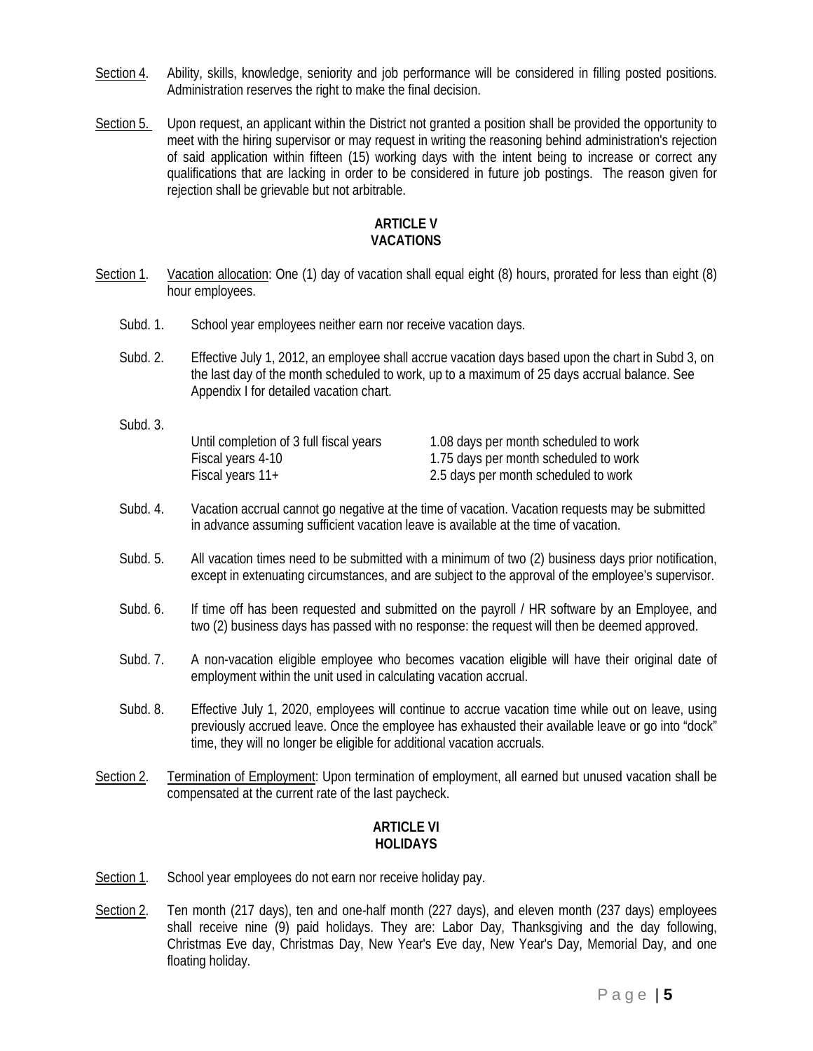Section 4. Ability, skills, knowledge, seniority and job performance will be considered in filling posted positions. Administration reserves the right to make the final decision.

Section 5. Upon request, an applicant within the District not granted a position shall be provided the opportunity to meet with the hiring supervisor or may request in writing the reasoning behind administration's rejection of said application within fifteen (15) working days with the intent being to increase or correct any qualifications that are lacking in order to be considered in future job postings. The reason given for rejection shall be grievable but not arbitrable.

## ARTICLE V
## VACATIONS

Section 1. Vacation allocation: One (1) day of vacation shall equal eight (8) hours, prorated for less than eight (8) hour employees.

Subd. 1. School year employees neither earn nor receive vacation days.

Subd. 2. Effective July 1, 2012, an employee shall accrue vacation days based upon the chart in Subd 3, on the last day of the month scheduled to work, up to a maximum of 25 days accrual balance. See Appendix I for detailed vacation chart.

Subd. 3.

| | |
|---|---|
| Until completion of 3 full fiscal years | 1.08 days per month scheduled to work |
| Fiscal years 4-10 | 1.75 days per month scheduled to work |
| Fiscal years 11+ | 2.5 days per month scheduled to work |

Subd. 4. Vacation accrual cannot go negative at the time of vacation. Vacation requests may be submitted in advance assuming sufficient vacation leave is available at the time of vacation.

Subd. 5. All vacation times need to be submitted with a minimum of two (2) business days prior notification, except in extenuating circumstances, and are subject to the approval of the employee's supervisor.

Subd. 6. If time off has been requested and submitted on the payroll / HR software by an Employee, and two (2) business days has passed with no response: the request will then be deemed approved.

Subd. 7. A non-vacation eligible employee who becomes vacation eligible will have their original date of employment within the unit used in calculating vacation accrual.

Subd. 8. Effective July 1, 2020, employees will continue to accrue vacation time while out on leave, using previously accrued leave. Once the employee has exhausted their available leave or go into "dock" time, they will no longer be eligible for additional vacation accruals.

Section 2. Termination of Employment: Upon termination of employment, all earned but unused vacation shall be compensated at the current rate of the last paycheck.

## ARTICLE VI
## HOLIDAYS

Section 1. School year employees do not earn nor receive holiday pay.

Section 2. Ten month (217 days), ten and one-half month (227 days), and eleven month (237 days) employees shall receive nine (9) paid holidays. They are: Labor Day, Thanksgiving and the day following, Christmas Eve day, Christmas Day, New Year's Eve day, New Year's Day, Memorial Day, and one floating holiday.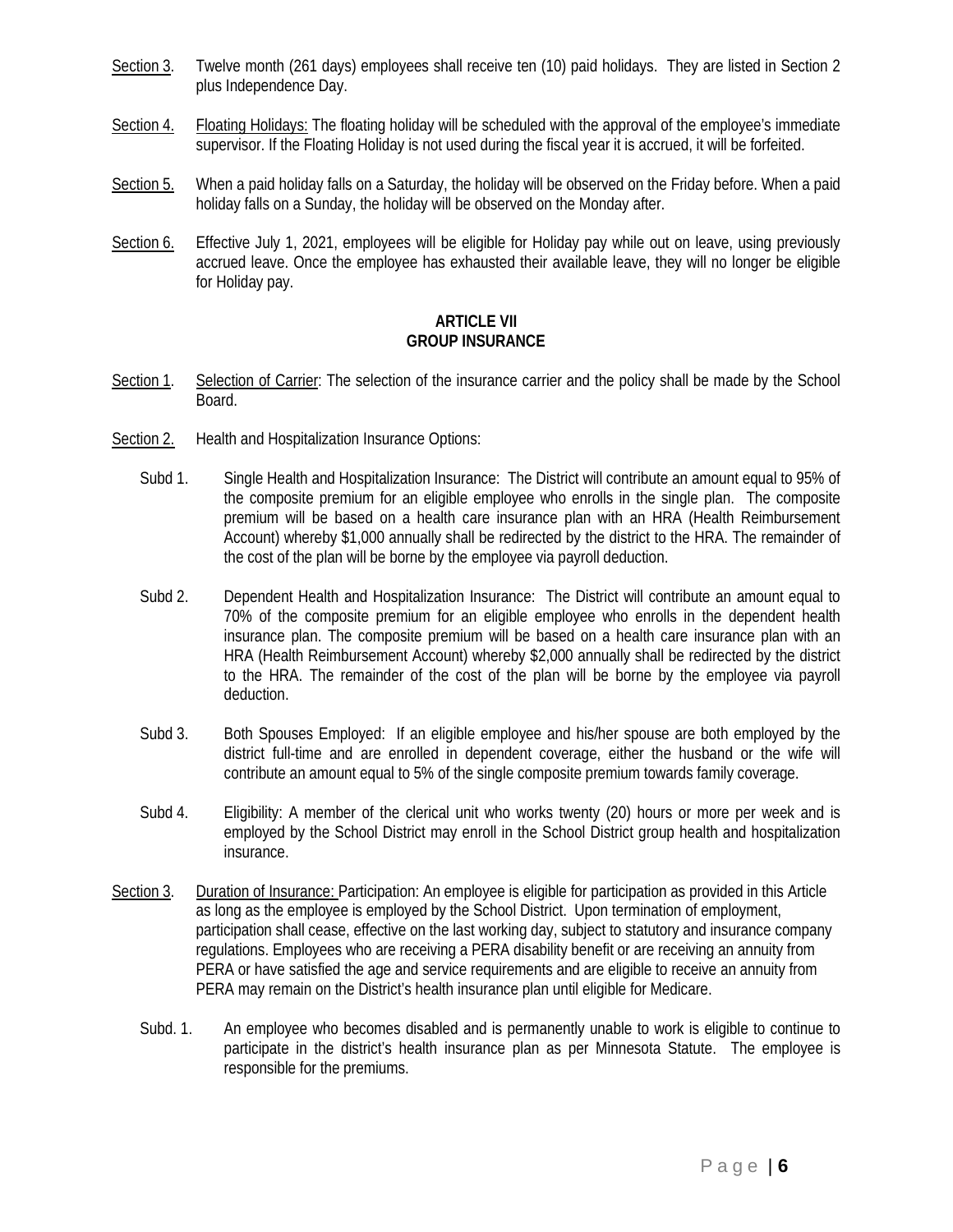Section 3. Twelve month (261 days) employees shall receive ten (10) paid holidays. They are listed in Section 2 plus Independence Day.

Section 4. Floating Holidays: The floating holiday will be scheduled with the approval of the employee's immediate supervisor. If the Floating Holiday is not used during the fiscal year it is accrued, it will be forfeited.

Section 5. When a paid holiday falls on a Saturday, the holiday will be observed on the Friday before. When a paid holiday falls on a Sunday, the holiday will be observed on the Monday after.

Section 6. Effective July 1, 2021, employees will be eligible for Holiday pay while out on leave, using previously accrued leave. Once the employee has exhausted their available leave, they will no longer be eligible for Holiday pay.

## ARTICLE VII
## GROUP INSURANCE

Section 1. Selection of Carrier: The selection of the insurance carrier and the policy shall be made by the School Board.

Section 2. Health and Hospitalization Insurance Options:

Subd 1. Single Health and Hospitalization Insurance: The District will contribute an amount equal to 95% of the composite premium for an eligible employee who enrolls in the single plan. The composite premium will be based on a health care insurance plan with an HRA (Health Reimbursement Account) whereby $1,000 annually shall be redirected by the district to the HRA. The remainder of the cost of the plan will be borne by the employee via payroll deduction.

Subd 2. Dependent Health and Hospitalization Insurance: The District will contribute an amount equal to 70% of the composite premium for an eligible employee who enrolls in the dependent health insurance plan. The composite premium will be based on a health care insurance plan with an HRA (Health Reimbursement Account) whereby $2,000 annually shall be redirected by the district to the HRA. The remainder of the cost of the plan will be borne by the employee via payroll deduction.

Subd 3. Both Spouses Employed: If an eligible employee and his/her spouse are both employed by the district full-time and are enrolled in dependent coverage, either the husband or the wife will contribute an amount equal to 5% of the single composite premium towards family coverage.

Subd 4. Eligibility: A member of the clerical unit who works twenty (20) hours or more per week and is employed by the School District may enroll in the School District group health and hospitalization insurance.

Section 3. Duration of Insurance: Participation: An employee is eligible for participation as provided in this Article as long as the employee is employed by the School District. Upon termination of employment, participation shall cease, effective on the last working day, subject to statutory and insurance company regulations. Employees who are receiving a PERA disability benefit or are receiving an annuity from PERA or have satisfied the age and service requirements and are eligible to receive an annuity from PERA may remain on the District's health insurance plan until eligible for Medicare.

Subd. 1. An employee who becomes disabled and is permanently unable to work is eligible to continue to participate in the district's health insurance plan as per Minnesota Statute. The employee is responsible for the premiums.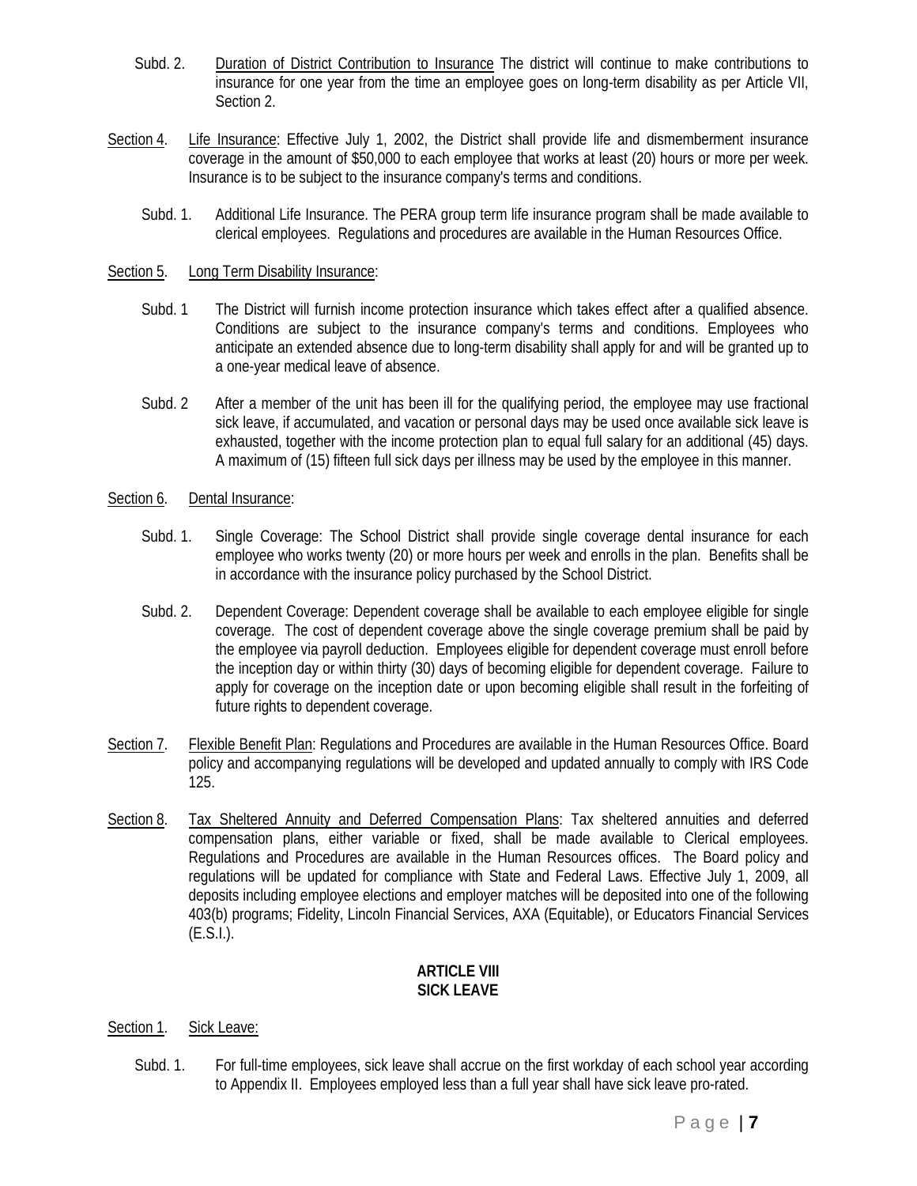Subd. 2. Duration of District Contribution to Insurance The district will continue to make contributions to insurance for one year from the time an employee goes on long-term disability as per Article VII, Section 2.

Section 4. Life Insurance: Effective July 1, 2002, the District shall provide life and dismemberment insurance coverage in the amount of $50,000 to each employee that works at least (20) hours or more per week. Insurance is to be subject to the insurance company's terms and conditions.

Subd. 1. Additional Life Insurance. The PERA group term life insurance program shall be made available to clerical employees. Regulations and procedures are available in the Human Resources Office.

Section 5. Long Term Disability Insurance:

Subd. 1 The District will furnish income protection insurance which takes effect after a qualified absence. Conditions are subject to the insurance company's terms and conditions. Employees who anticipate an extended absence due to long-term disability shall apply for and will be granted up to a one-year medical leave of absence.

Subd. 2 After a member of the unit has been ill for the qualifying period, the employee may use fractional sick leave, if accumulated, and vacation or personal days may be used once available sick leave is exhausted, together with the income protection plan to equal full salary for an additional (45) days. A maximum of (15) fifteen full sick days per illness may be used by the employee in this manner.

Section 6. Dental Insurance:

Subd. 1. Single Coverage: The School District shall provide single coverage dental insurance for each employee who works twenty (20) or more hours per week and enrolls in the plan. Benefits shall be in accordance with the insurance policy purchased by the School District.

Subd. 2. Dependent Coverage: Dependent coverage shall be available to each employee eligible for single coverage. The cost of dependent coverage above the single coverage premium shall be paid by the employee via payroll deduction. Employees eligible for dependent coverage must enroll before the inception day or within thirty (30) days of becoming eligible for dependent coverage. Failure to apply for coverage on the inception date or upon becoming eligible shall result in the forfeiting of future rights to dependent coverage.

Section 7. Flexible Benefit Plan: Regulations and Procedures are available in the Human Resources Office. Board policy and accompanying regulations will be developed and updated annually to comply with IRS Code 125.

Section 8. Tax Sheltered Annuity and Deferred Compensation Plans: Tax sheltered annuities and deferred compensation plans, either variable or fixed, shall be made available to Clerical employees. Regulations and Procedures are available in the Human Resources offices. The Board policy and regulations will be updated for compliance with State and Federal Laws. Effective July 1, 2009, all deposits including employee elections and employer matches will be deposited into one of the following 403(b) programs; Fidelity, Lincoln Financial Services, AXA (Equitable), or Educators Financial Services (E.S.I.).

## ARTICLE VIII
## SICK LEAVE

Section 1. Sick Leave:

Subd. 1. For full-time employees, sick leave shall accrue on the first workday of each school year according to Appendix II. Employees employed less than a full year shall have sick leave pro-rated.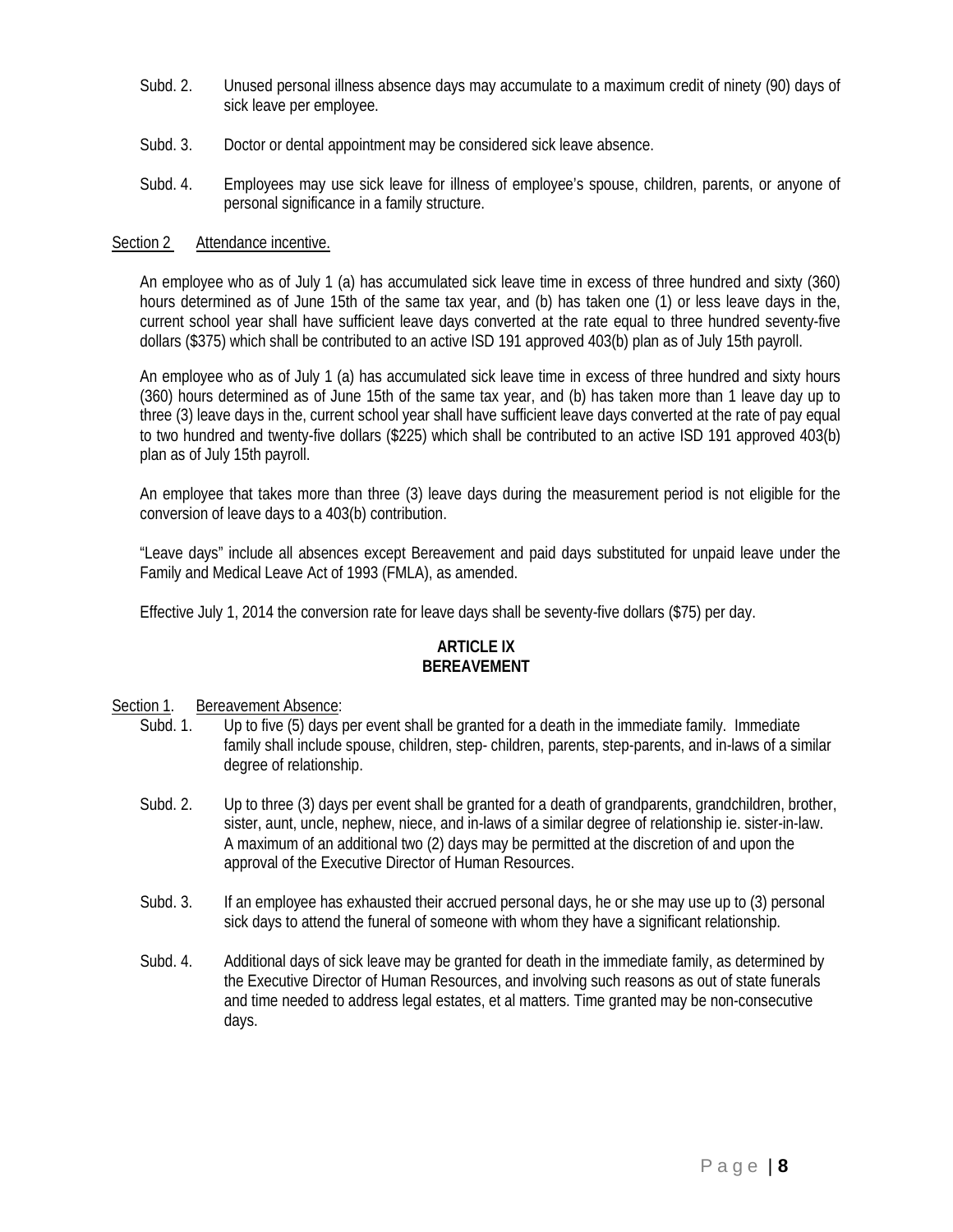Subd. 2. Unused personal illness absence days may accumulate to a maximum credit of ninety (90) days of sick leave per employee.

Subd. 3. Doctor or dental appointment may be considered sick leave absence.

Subd. 4. Employees may use sick leave for illness of employee's spouse, children, parents, or anyone of personal significance in a family structure.

Section 2 Attendance incentive.

An employee who as of July 1 (a) has accumulated sick leave time in excess of three hundred and sixty (360) hours determined as of June 15th of the same tax year, and (b) has taken one (1) or less leave days in the, current school year shall have sufficient leave days converted at the rate equal to three hundred seventy-five dollars ($375) which shall be contributed to an active ISD 191 approved 403(b) plan as of July 15th payroll.

An employee who as of July 1 (a) has accumulated sick leave time in excess of three hundred and sixty hours (360) hours determined as of June 15th of the same tax year, and (b) has taken more than 1 leave day up to three (3) leave days in the, current school year shall have sufficient leave days converted at the rate of pay equal to two hundred and twenty-five dollars ($225) which shall be contributed to an active ISD 191 approved 403(b) plan as of July 15th payroll.

An employee that takes more than three (3) leave days during the measurement period is not eligible for the conversion of leave days to a 403(b) contribution.

"Leave days" include all absences except Bereavement and paid days substituted for unpaid leave under the Family and Medical Leave Act of 1993 (FMLA), as amended.

Effective July 1, 2014 the conversion rate for leave days shall be seventy-five dollars ($75) per day.

**ARTICLE IX**
**BEREAVEMENT**

Section 1. Bereavement Absence:

Subd. 1. Up to five (5) days per event shall be granted for a death in the immediate family. Immediate family shall include spouse, children, step- children, parents, step-parents, and in-laws of a similar degree of relationship.

Subd. 2. Up to three (3) days per event shall be granted for a death of grandparents, grandchildren, brother, sister, aunt, uncle, nephew, niece, and in-laws of a similar degree of relationship ie. sister-in-law. A maximum of an additional two (2) days may be permitted at the discretion of and upon the approval of the Executive Director of Human Resources.

Subd. 3. If an employee has exhausted their accrued personal days, he or she may use up to (3) personal sick days to attend the funeral of someone with whom they have a significant relationship.

Subd. 4. Additional days of sick leave may be granted for death in the immediate family, as determined by the Executive Director of Human Resources, and involving such reasons as out of state funerals and time needed to address legal estates, et al matters. Time granted may be non-consecutive days.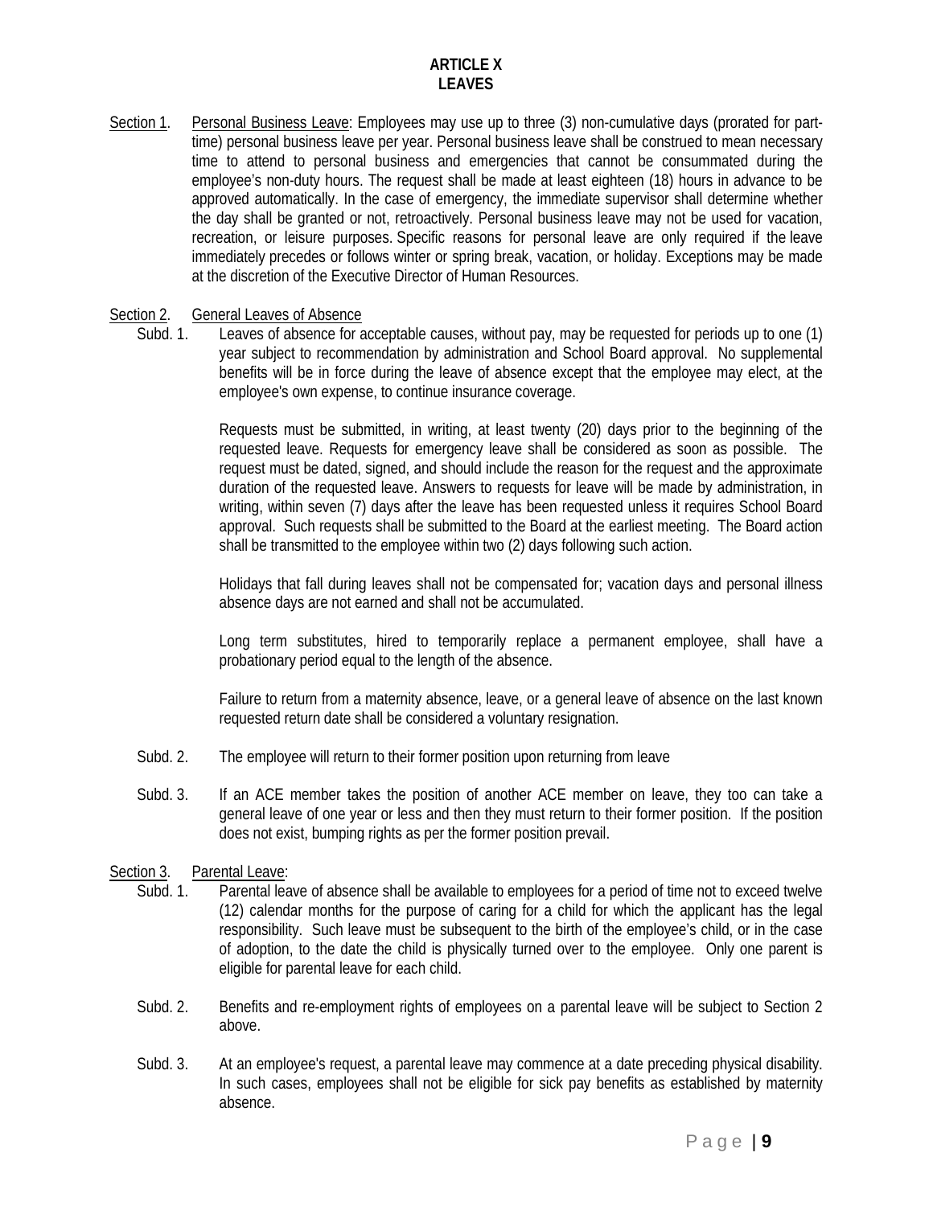# ARTICLE X
# LEAVES

<u>Section 1</u>. <u>Personal Business Leave</u>: Employees may use up to three (3) non-cumulative days (prorated for part-time) personal business leave per year. Personal business leave shall be construed to mean necessary time to attend to personal business and emergencies that cannot be consummated during the employee's non-duty hours. The request shall be made at least eighteen (18) hours in advance to be approved automatically. In the case of emergency, the immediate supervisor shall determine whether the day shall be granted or not, retroactively. Personal business leave may not be used for vacation, recreation, or leisure purposes. Specific reasons for personal leave are only required if the leave immediately precedes or follows winter or spring break, vacation, or holiday. Exceptions may be made at the discretion of the Executive Director of Human Resources.

<u>Section 2</u>. <u>General Leaves of Absence</u>

Subd. 1. Leaves of absence for acceptable causes, without pay, may be requested for periods up to one (1) year subject to recommendation by administration and School Board approval. No supplemental benefits will be in force during the leave of absence except that the employee may elect, at the employee's own expense, to continue insurance coverage.

Requests must be submitted, in writing, at least twenty (20) days prior to the beginning of the requested leave. Requests for emergency leave shall be considered as soon as possible. The request must be dated, signed, and should include the reason for the request and the approximate duration of the requested leave. Answers to requests for leave will be made by administration, in writing, within seven (7) days after the leave has been requested unless it requires School Board approval. Such requests shall be submitted to the Board at the earliest meeting. The Board action shall be transmitted to the employee within two (2) days following such action.

Holidays that fall during leaves shall not be compensated for; vacation days and personal illness absence days are not earned and shall not be accumulated.

Long term substitutes, hired to temporarily replace a permanent employee, shall have a probationary period equal to the length of the absence.

Failure to return from a maternity absence, leave, or a general leave of absence on the last known requested return date shall be considered a voluntary resignation.

Subd. 2. The employee will return to their former position upon returning from leave

Subd. 3. If an ACE member takes the position of another ACE member on leave, they too can take a general leave of one year or less and then they must return to their former position. If the position does not exist, bumping rights as per the former position prevail.

<u>Section 3</u>. <u>Parental Leave</u>:

Subd. 1. Parental leave of absence shall be available to employees for a period of time not to exceed twelve (12) calendar months for the purpose of caring for a child for which the applicant has the legal responsibility. Such leave must be subsequent to the birth of the employee's child, or in the case of adoption, to the date the child is physically turned over to the employee. Only one parent is eligible for parental leave for each child.

Subd. 2. Benefits and re-employment rights of employees on a parental leave will be subject to Section 2 above.

Subd. 3. At an employee's request, a parental leave may commence at a date preceding physical disability. In such cases, employees shall not be eligible for sick pay benefits as established by maternity absence.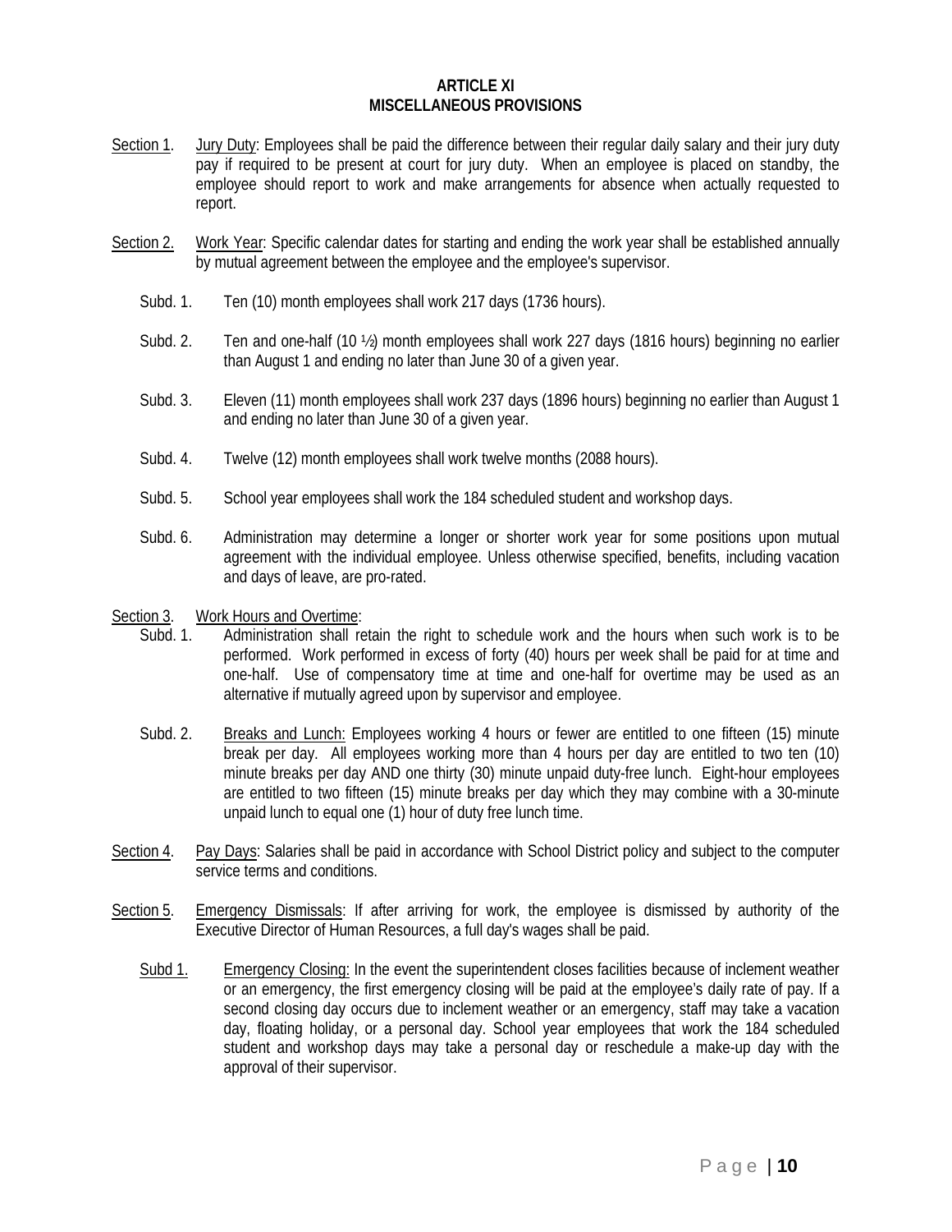# ARTICLE XI
# MISCELLANEOUS PROVISIONS

Section 1. Jury Duty: Employees shall be paid the difference between their regular daily salary and their jury duty pay if required to be present at court for jury duty. When an employee is placed on standby, the employee should report to work and make arrangements for absence when actually requested to report.

Section 2. Work Year: Specific calendar dates for starting and ending the work year shall be established annually by mutual agreement between the employee and the employee's supervisor.

Subd. 1. Ten (10) month employees shall work 217 days (1736 hours).

Subd. 2. Ten and one-half (10 ½) month employees shall work 227 days (1816 hours) beginning no earlier than August 1 and ending no later than June 30 of a given year.

Subd. 3. Eleven (11) month employees shall work 237 days (1896 hours) beginning no earlier than August 1 and ending no later than June 30 of a given year.

Subd. 4. Twelve (12) month employees shall work twelve months (2088 hours).

Subd. 5. School year employees shall work the 184 scheduled student and workshop days.

Subd. 6. Administration may determine a longer or shorter work year for some positions upon mutual agreement with the individual employee. Unless otherwise specified, benefits, including vacation and days of leave, are pro-rated.

Section 3. Work Hours and Overtime:

Subd. 1. Administration shall retain the right to schedule work and the hours when such work is to be performed. Work performed in excess of forty (40) hours per week shall be paid for at time and one-half. Use of compensatory time at time and one-half for overtime may be used as an alternative if mutually agreed upon by supervisor and employee.

Subd. 2. Breaks and Lunch: Employees working 4 hours or fewer are entitled to one fifteen (15) minute break per day. All employees working more than 4 hours per day are entitled to two ten (10) minute breaks per day AND one thirty (30) minute unpaid duty-free lunch. Eight-hour employees are entitled to two fifteen (15) minute breaks per day which they may combine with a 30-minute unpaid lunch to equal one (1) hour of duty free lunch time.

Section 4. Pay Days: Salaries shall be paid in accordance with School District policy and subject to the computer service terms and conditions.

Section 5. Emergency Dismissals: If after arriving for work, the employee is dismissed by authority of the Executive Director of Human Resources, a full day's wages shall be paid.

Subd 1. Emergency Closing: In the event the superintendent closes facilities because of inclement weather or an emergency, the first emergency closing will be paid at the employee's daily rate of pay. If a second closing day occurs due to inclement weather or an emergency, staff may take a vacation day, floating holiday, or a personal day. School year employees that work the 184 scheduled student and workshop days may take a personal day or reschedule a make-up day with the approval of their supervisor.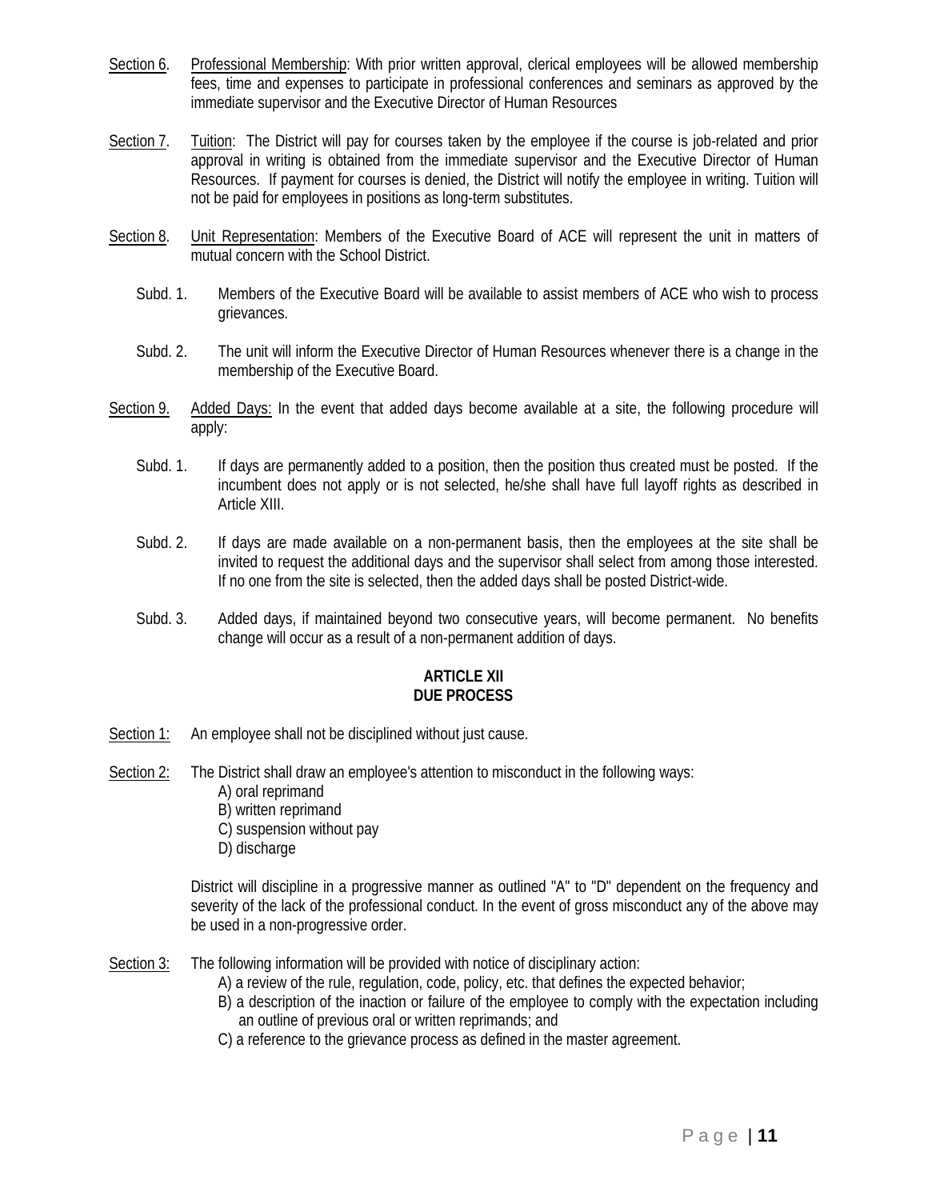Section 6. Professional Membership: With prior written approval, clerical employees will be allowed membership fees, time and expenses to participate in professional conferences and seminars as approved by the immediate supervisor and the Executive Director of Human Resources

Section 7. Tuition: The District will pay for courses taken by the employee if the course is job-related and prior approval in writing is obtained from the immediate supervisor and the Executive Director of Human Resources. If payment for courses is denied, the District will notify the employee in writing. Tuition will not be paid for employees in positions as long-term substitutes.

Section 8. Unit Representation: Members of the Executive Board of ACE will represent the unit in matters of mutual concern with the School District.

Subd. 1. Members of the Executive Board will be available to assist members of ACE who wish to process grievances.

Subd. 2. The unit will inform the Executive Director of Human Resources whenever there is a change in the membership of the Executive Board.

Section 9. Added Days: In the event that added days become available at a site, the following procedure will apply:

Subd. 1. If days are permanently added to a position, then the position thus created must be posted. If the incumbent does not apply or is not selected, he/she shall have full layoff rights as described in Article XIII.

Subd. 2. If days are made available on a non-permanent basis, then the employees at the site shall be invited to request the additional days and the supervisor shall select from among those interested. If no one from the site is selected, then the added days shall be posted District-wide.

Subd. 3. Added days, if maintained beyond two consecutive years, will become permanent. No benefits change will occur as a result of a non-permanent addition of days.

## ARTICLE XII
## DUE PROCESS

Section 1: An employee shall not be disciplined without just cause.

Section 2: The District shall draw an employee's attention to misconduct in the following ways:

A) oral reprimand
B) written reprimand
C) suspension without pay
D) discharge

District will discipline in a progressive manner as outlined "A" to "D" dependent on the frequency and severity of the lack of the professional conduct. In the event of gross misconduct any of the above may be used in a non-progressive order.

Section 3: The following information will be provided with notice of disciplinary action:

A) a review of the rule, regulation, code, policy, etc. that defines the expected behavior;
B) a description of the inaction or failure of the employee to comply with the expectation including an outline of previous oral or written reprimands; and
C) a reference to the grievance process as defined in the master agreement.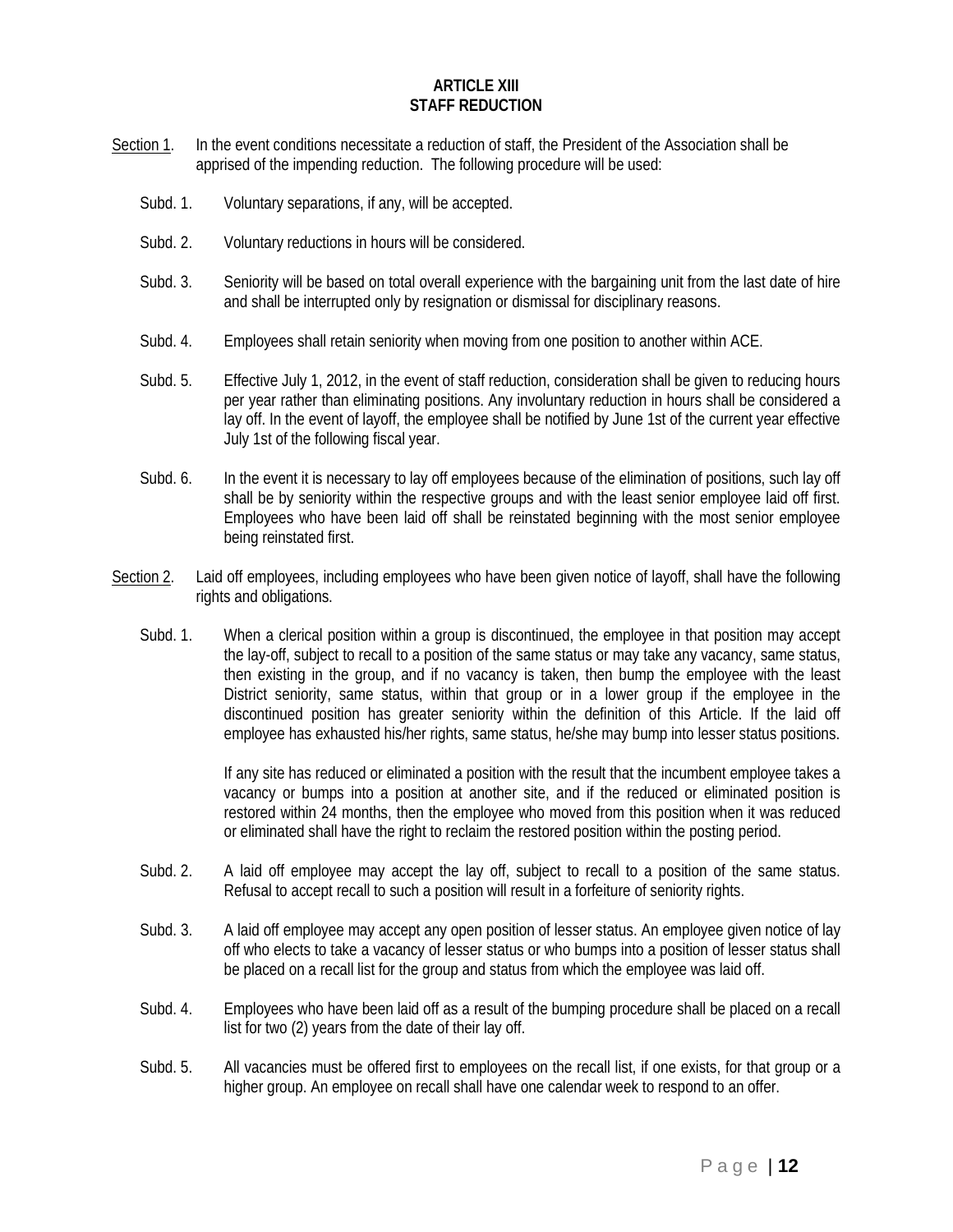# ARTICLE XIII
# STAFF REDUCTION

Section 1. In the event conditions necessitate a reduction of staff, the President of the Association shall be apprised of the impending reduction. The following procedure will be used:

Subd. 1. Voluntary separations, if any, will be accepted.

Subd. 2. Voluntary reductions in hours will be considered.

Subd. 3. Seniority will be based on total overall experience with the bargaining unit from the last date of hire and shall be interrupted only by resignation or dismissal for disciplinary reasons.

Subd. 4. Employees shall retain seniority when moving from one position to another within ACE.

Subd. 5. Effective July 1, 2012, in the event of staff reduction, consideration shall be given to reducing hours per year rather than eliminating positions. Any involuntary reduction in hours shall be considered a lay off. In the event of layoff, the employee shall be notified by June 1st of the current year effective July 1st of the following fiscal year.

Subd. 6. In the event it is necessary to lay off employees because of the elimination of positions, such lay off shall be by seniority within the respective groups and with the least senior employee laid off first. Employees who have been laid off shall be reinstated beginning with the most senior employee being reinstated first.

Section 2. Laid off employees, including employees who have been given notice of layoff, shall have the following rights and obligations.

Subd. 1. When a clerical position within a group is discontinued, the employee in that position may accept the lay-off, subject to recall to a position of the same status or may take any vacancy, same status, then existing in the group, and if no vacancy is taken, then bump the employee with the least District seniority, same status, within that group or in a lower group if the employee in the discontinued position has greater seniority within the definition of this Article. If the laid off employee has exhausted his/her rights, same status, he/she may bump into lesser status positions.

If any site has reduced or eliminated a position with the result that the incumbent employee takes a vacancy or bumps into a position at another site, and if the reduced or eliminated position is restored within 24 months, then the employee who moved from this position when it was reduced or eliminated shall have the right to reclaim the restored position within the posting period.

Subd. 2. A laid off employee may accept the lay off, subject to recall to a position of the same status. Refusal to accept recall to such a position will result in a forfeiture of seniority rights.

Subd. 3. A laid off employee may accept any open position of lesser status. An employee given notice of lay off who elects to take a vacancy of lesser status or who bumps into a position of lesser status shall be placed on a recall list for the group and status from which the employee was laid off.

Subd. 4. Employees who have been laid off as a result of the bumping procedure shall be placed on a recall list for two (2) years from the date of their lay off.

Subd. 5. All vacancies must be offered first to employees on the recall list, if one exists, for that group or a higher group. An employee on recall shall have one calendar week to respond to an offer.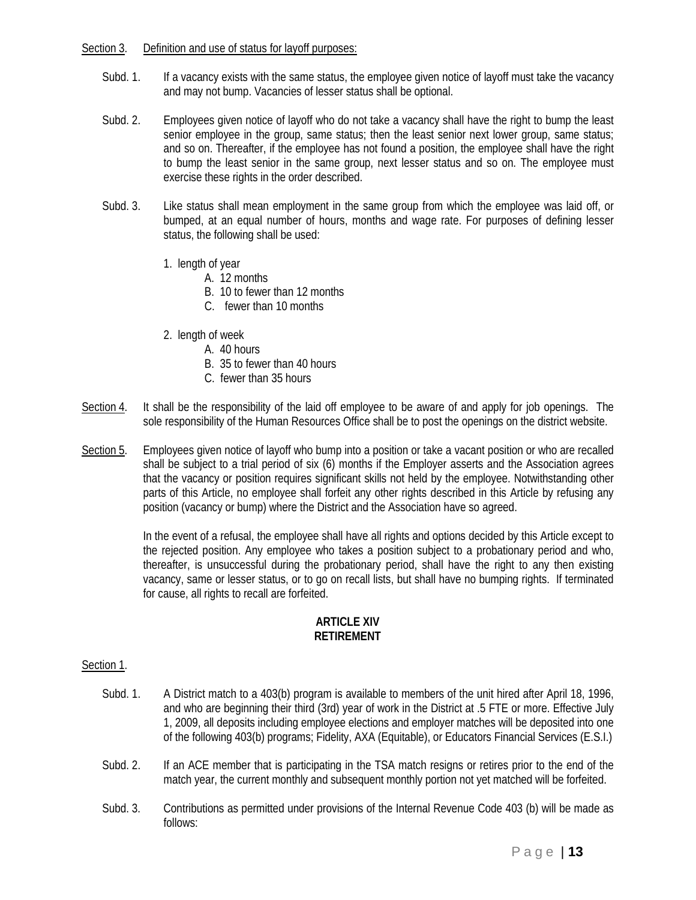Section 3. Definition and use of status for layoff purposes:

Subd. 1. If a vacancy exists with the same status, the employee given notice of layoff must take the vacancy and may not bump. Vacancies of lesser status shall be optional.

Subd. 2. Employees given notice of layoff who do not take a vacancy shall have the right to bump the least senior employee in the group, same status; then the least senior next lower group, same status; and so on. Thereafter, if the employee has not found a position, the employee shall have the right to bump the least senior in the same group, next lesser status and so on. The employee must exercise these rights in the order described.

Subd. 3. Like status shall mean employment in the same group from which the employee was laid off, or bumped, at an equal number of hours, months and wage rate. For purposes of defining lesser status, the following shall be used:

1. length of year
   - A. 12 months
   - B. 10 to fewer than 12 months
   - C. fewer than 10 months
2. length of week
   - A. 40 hours
   - B. 35 to fewer than 40 hours
   - C. fewer than 35 hours

Section 4. It shall be the responsibility of the laid off employee to be aware of and apply for job openings. The sole responsibility of the Human Resources Office shall be to post the openings on the district website.

Section 5. Employees given notice of layoff who bump into a position or take a vacant position or who are recalled shall be subject to a trial period of six (6) months if the Employer asserts and the Association agrees that the vacancy or position requires significant skills not held by the employee. Notwithstanding other parts of this Article, no employee shall forfeit any other rights described in this Article by refusing any position (vacancy or bump) where the District and the Association have so agreed.

In the event of a refusal, the employee shall have all rights and options decided by this Article except to the rejected position. Any employee who takes a position subject to a probationary period and who, thereafter, is unsuccessful during the probationary period, shall have the right to any then existing vacancy, same or lesser status, or to go on recall lists, but shall have no bumping rights. If terminated for cause, all rights to recall are forfeited.

## ARTICLE XIV
## RETIREMENT

Section 1.

Subd. 1. A District match to a 403(b) program is available to members of the unit hired after April 18, 1996, and who are beginning their third (3rd) year of work in the District at .5 FTE or more. Effective July 1, 2009, all deposits including employee elections and employer matches will be deposited into one of the following 403(b) programs; Fidelity, AXA (Equitable), or Educators Financial Services (E.S.I.)

Subd. 2. If an ACE member that is participating in the TSA match resigns or retires prior to the end of the match year, the current monthly and subsequent monthly portion not yet matched will be forfeited.

Subd. 3. Contributions as permitted under provisions of the Internal Revenue Code 403 (b) will be made as follows: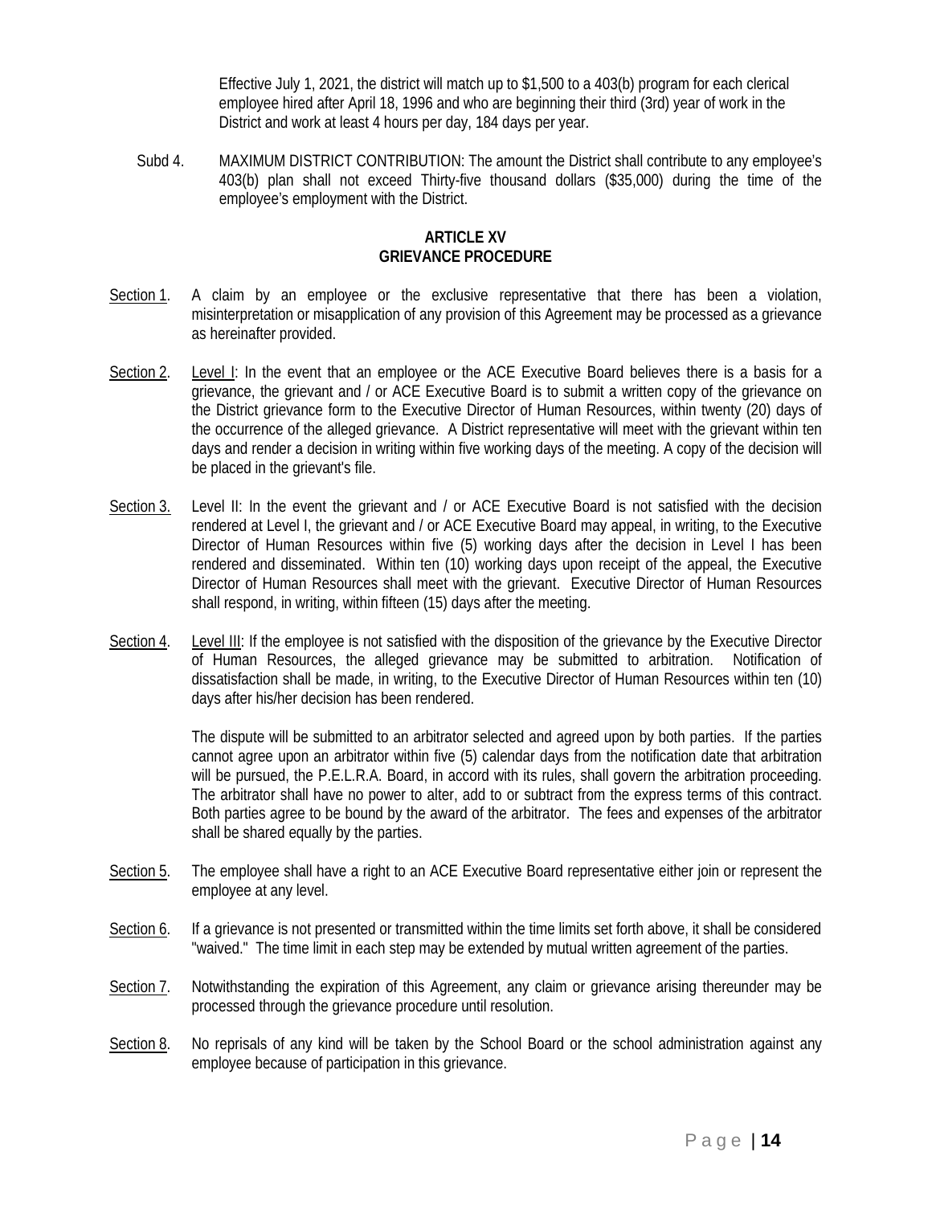Effective July 1, 2021, the district will match up to $1,500 to a 403(b) program for each clerical employee hired after April 18, 1996 and who are beginning their third (3rd) year of work in the District and work at least 4 hours per day, 184 days per year.

Subd 4. MAXIMUM DISTRICT CONTRIBUTION: The amount the District shall contribute to any employee's 403(b) plan shall not exceed Thirty-five thousand dollars ($35,000) during the time of the employee's employment with the District.

## ARTICLE XV
## GRIEVANCE PROCEDURE

Section 1. A claim by an employee or the exclusive representative that there has been a violation, misinterpretation or misapplication of any provision of this Agreement may be processed as a grievance as hereinafter provided.

Section 2. Level I: In the event that an employee or the ACE Executive Board believes there is a basis for a grievance, the grievant and / or ACE Executive Board is to submit a written copy of the grievance on the District grievance form to the Executive Director of Human Resources, within twenty (20) days of the occurrence of the alleged grievance. A District representative will meet with the grievant within ten days and render a decision in writing within five working days of the meeting. A copy of the decision will be placed in the grievant's file.

Section 3. Level II: In the event the grievant and / or ACE Executive Board is not satisfied with the decision rendered at Level I, the grievant and / or ACE Executive Board may appeal, in writing, to the Executive Director of Human Resources within five (5) working days after the decision in Level I has been rendered and disseminated. Within ten (10) working days upon receipt of the appeal, the Executive Director of Human Resources shall meet with the grievant. Executive Director of Human Resources shall respond, in writing, within fifteen (15) days after the meeting.

Section 4. Level III: If the employee is not satisfied with the disposition of the grievance by the Executive Director of Human Resources, the alleged grievance may be submitted to arbitration. Notification of dissatisfaction shall be made, in writing, to the Executive Director of Human Resources within ten (10) days after his/her decision has been rendered.

The dispute will be submitted to an arbitrator selected and agreed upon by both parties. If the parties cannot agree upon an arbitrator within five (5) calendar days from the notification date that arbitration will be pursued, the P.E.L.R.A. Board, in accord with its rules, shall govern the arbitration proceeding. The arbitrator shall have no power to alter, add to or subtract from the express terms of this contract. Both parties agree to be bound by the award of the arbitrator. The fees and expenses of the arbitrator shall be shared equally by the parties.

Section 5. The employee shall have a right to an ACE Executive Board representative either join or represent the employee at any level.

Section 6. If a grievance is not presented or transmitted within the time limits set forth above, it shall be considered "waived." The time limit in each step may be extended by mutual written agreement of the parties.

Section 7. Notwithstanding the expiration of this Agreement, any claim or grievance arising thereunder may be processed through the grievance procedure until resolution.

Section 8. No reprisals of any kind will be taken by the School Board or the school administration against any employee because of participation in this grievance.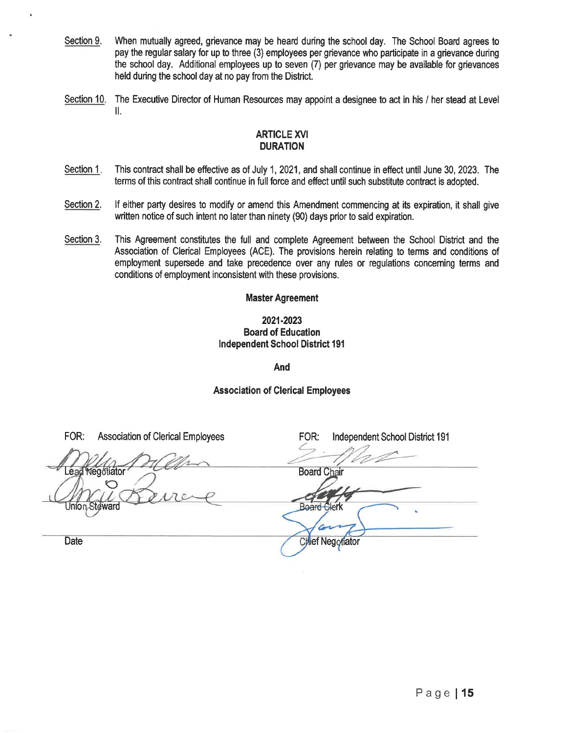Section 9. When mutually agreed, grievance may be heard during the school day. The School Board agrees to pay the regular salary for up to three (3) employees per grievance who participate in a grievance during the school day. Additional employees up to seven (7) per grievance may be available for grievances held during the school day at no pay from the District.

Section 10. The Executive Director of Human Resources may appoint a designee to act in his / her stead at Level II.

## ARTICLE XVI
## DURATION

Section 1. This contract shall be effective as of July 1, 2021, and shall continue in effect until June 30, 2023. The terms of this contract shall continue in full force and effect until such substitute contract is adopted.

Section 2. If either party desires to modify or amend this Amendment commencing at its expiration, it shall give written notice of such intent no later than ninety (90) days prior to said expiration.

Section 3. This Agreement constitutes the full and complete Agreement between the School District and the Association of Clerical Employees (ACE). The provisions herein relating to terms and conditions of employment supersede and take precedence over any rules or regulations concerning terms and conditions of employment inconsistent with these provisions.

**Master Agreement**

**2021-2023**
**Board of Education**
**Independent School District 191**

**And**

**Association of Clerical Employees**

| FOR: Association of Clerical Employees | FOR: Independent School District 191 |
|---|---|
| Lead Negotiator | Board Chair |
| Union Steward | Board Clerk |
| Date | Chief Negotiator |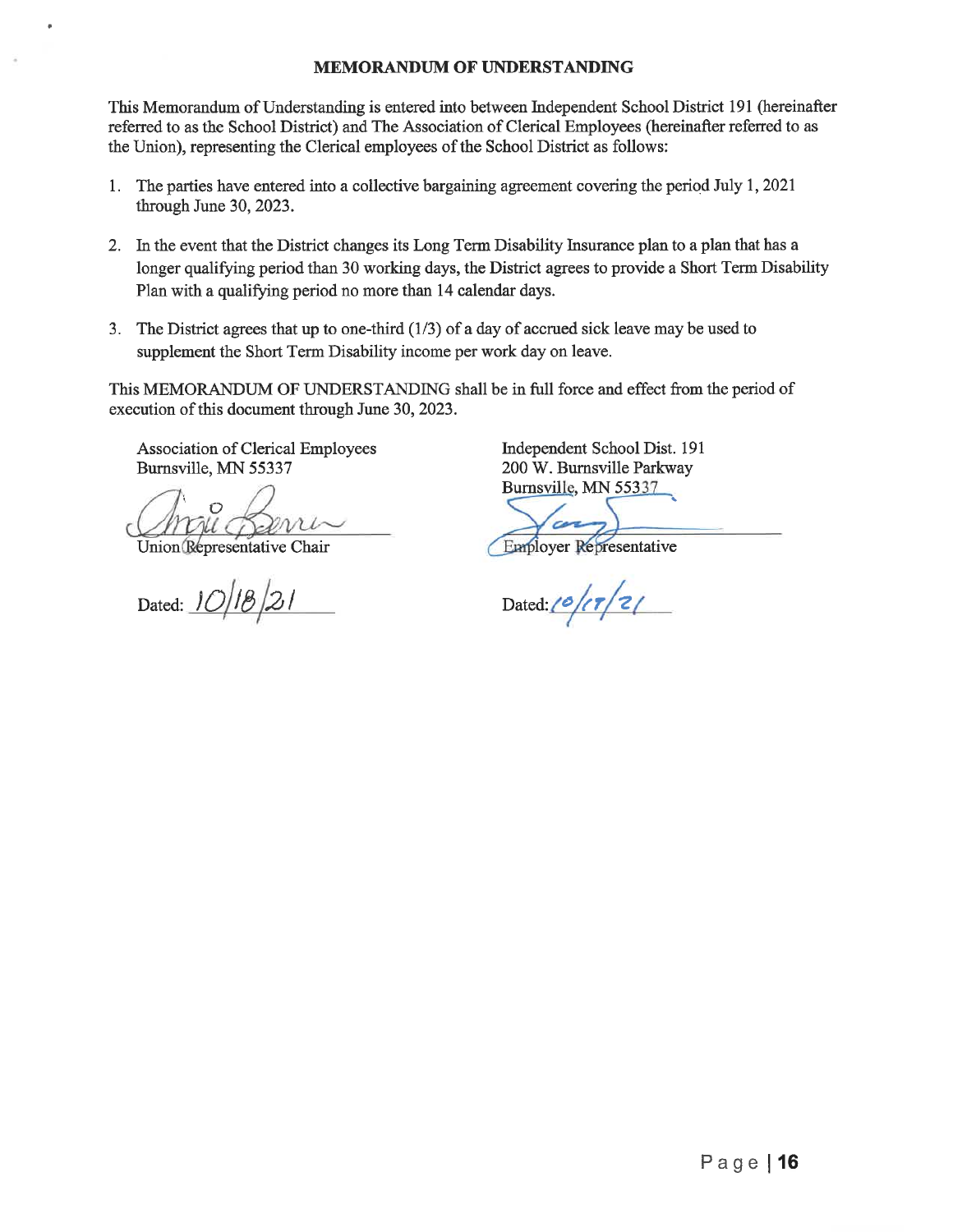# MEMORANDUM OF UNDERSTANDING

This Memorandum of Understanding is entered into between Independent School District 191 (hereinafter referred to as the School District) and The Association of Clerical Employees (hereinafter referred to as the Union), representing the Clerical employees of the School District as follows:

1. The parties have entered into a collective bargaining agreement covering the period July 1, 2021 through June 30, 2023.
2. In the event that the District changes its Long Term Disability Insurance plan to a plan that has a longer qualifying period than 30 working days, the District agrees to provide a Short Term Disability Plan with a qualifying period no more than 14 calendar days.
3. The District agrees that up to one-third (1/3) of a day of accrued sick leave may be used to supplement the Short Term Disability income per work day on leave.

This MEMORANDUM OF UNDERSTANDING shall be in full force and effect from the period of execution of this document through June 30, 2023.

| | |
|---|---|
| Association of Clerical Employees<br>Burnsville, MN 55337 | Independent School Dist. 191<br>200 W. Burnsville Parkway<br>Burnsville, MN 55337 |
| Union Representative Chair | Employer Representative |
| Dated: 10/18/21 | Dated: 10/18/21 |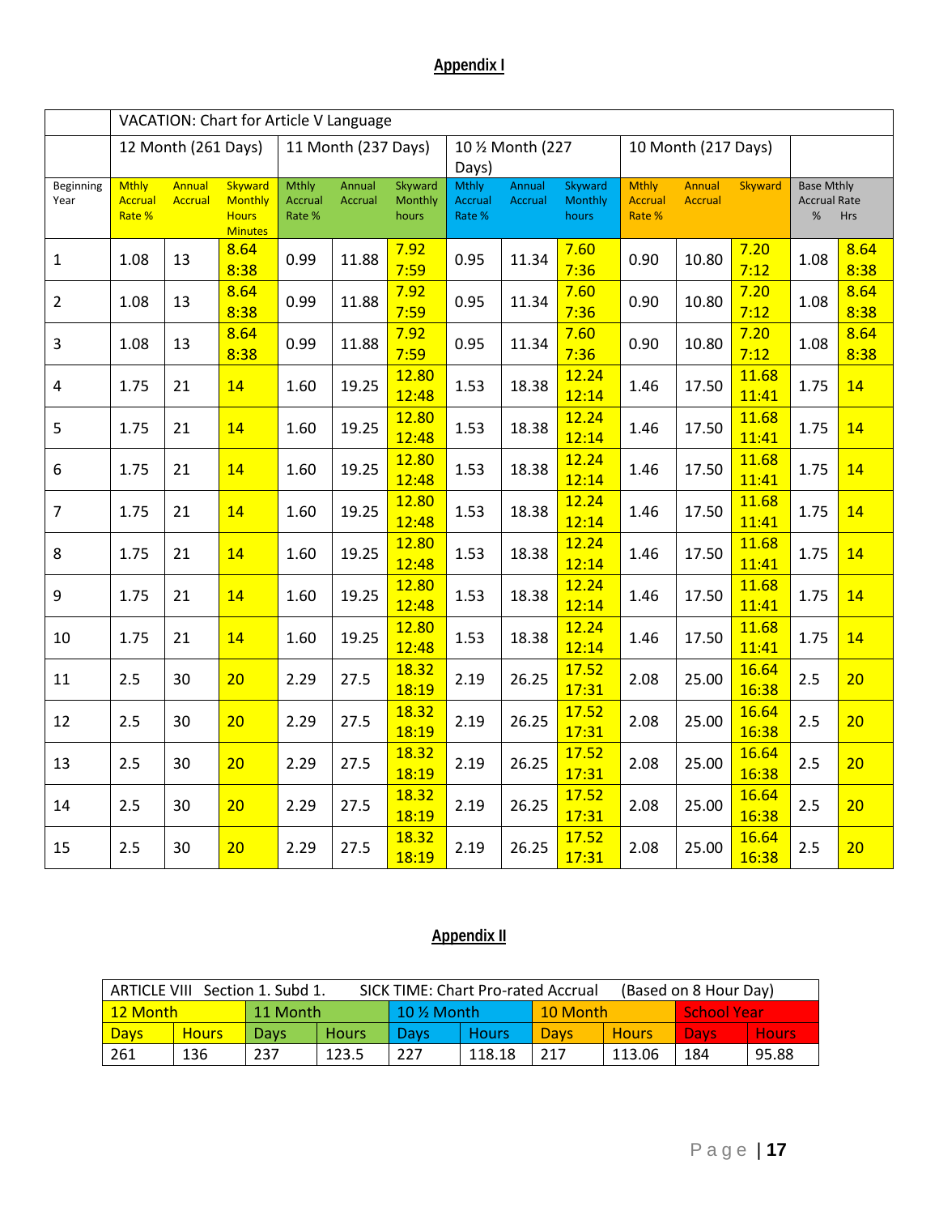## Appendix I

| | VACATION: Chart for Article V Language | | | | | | | | | | | | | |
|---|---|---|---|---|---|---|---|---|---|---|---|---|---|---|
| | 12 Month (261 Days) | | | 11 Month (237 Days) | | | 10 ½ Month (227 Days) | | | 10 Month (217 Days) | | | | |
| Beginning Year | Mthly Accrual Rate % | Annual Accrual | Skyward Monthly Hours Minutes | Mthly Accrual Rate % | Annual Accrual | Skyward Monthly hours | Mthly Accrual Rate % | Annual Accrual | Skyward Monthly hours | Mthly Accrual Rate % | Annual Accrual | Skyward | Base Mthly Accrual Rate % | Hrs |
| 1 | 1.08 | 13 | 8.64 8:38 | 0.99 | 11.88 | 7.92 7:59 | 0.95 | 11.34 | 7.60 7:36 | 0.90 | 10.80 | 7.20 7:12 | 1.08 | 8.64 8:38 |
| 2 | 1.08 | 13 | 8.64 8:38 | 0.99 | 11.88 | 7.92 7:59 | 0.95 | 11.34 | 7.60 7:36 | 0.90 | 10.80 | 7.20 7:12 | 1.08 | 8.64 8:38 |
| 3 | 1.08 | 13 | 8.64 8:38 | 0.99 | 11.88 | 7.92 7:59 | 0.95 | 11.34 | 7.60 7:36 | 0.90 | 10.80 | 7.20 7:12 | 1.08 | 8.64 8:38 |
| 4 | 1.75 | 21 | 14 | 1.60 | 19.25 | 12.80 12:48 | 1.53 | 18.38 | 12.24 12:14 | 1.46 | 17.50 | 11.68 11:41 | 1.75 | 14 |
| 5 | 1.75 | 21 | 14 | 1.60 | 19.25 | 12.80 12:48 | 1.53 | 18.38 | 12.24 12:14 | 1.46 | 17.50 | 11.68 11:41 | 1.75 | 14 |
| 6 | 1.75 | 21 | 14 | 1.60 | 19.25 | 12.80 12:48 | 1.53 | 18.38 | 12.24 12:14 | 1.46 | 17.50 | 11.68 11:41 | 1.75 | 14 |
| 7 | 1.75 | 21 | 14 | 1.60 | 19.25 | 12.80 12:48 | 1.53 | 18.38 | 12.24 12:14 | 1.46 | 17.50 | 11.68 11:41 | 1.75 | 14 |
| 8 | 1.75 | 21 | 14 | 1.60 | 19.25 | 12.80 12:48 | 1.53 | 18.38 | 12.24 12:14 | 1.46 | 17.50 | 11.68 11:41 | 1.75 | 14 |
| 9 | 1.75 | 21 | 14 | 1.60 | 19.25 | 12.80 12:48 | 1.53 | 18.38 | 12.24 12:14 | 1.46 | 17.50 | 11.68 11:41 | 1.75 | 14 |
| 10 | 1.75 | 21 | 14 | 1.60 | 19.25 | 12.80 12:48 | 1.53 | 18.38 | 12.24 12:14 | 1.46 | 17.50 | 11.68 11:41 | 1.75 | 14 |
| 11 | 2.5 | 30 | 20 | 2.29 | 27.5 | 18.32 18:19 | 2.19 | 26.25 | 17.52 17:31 | 2.08 | 25.00 | 16.64 16:38 | 2.5 | 20 |
| 12 | 2.5 | 30 | 20 | 2.29 | 27.5 | 18.32 18:19 | 2.19 | 26.25 | 17.52 17:31 | 2.08 | 25.00 | 16.64 16:38 | 2.5 | 20 |
| 13 | 2.5 | 30 | 20 | 2.29 | 27.5 | 18.32 18:19 | 2.19 | 26.25 | 17.52 17:31 | 2.08 | 25.00 | 16.64 16:38 | 2.5 | 20 |
| 14 | 2.5 | 30 | 20 | 2.29 | 27.5 | 18.32 18:19 | 2.19 | 26.25 | 17.52 17:31 | 2.08 | 25.00 | 16.64 16:38 | 2.5 | 20 |
| 15 | 2.5 | 30 | 20 | 2.29 | 27.5 | 18.32 18:19 | 2.19 | 26.25 | 17.52 17:31 | 2.08 | 25.00 | 16.64 16:38 | 2.5 | 20 |

## Appendix II

| ARTICLE VIII Section 1. Subd 1. SICK TIME: Chart Pro-rated Accrual (Based on 8 Hour Day) | | | | | | | | | |
|---|---|---|---|---|---|---|---|---|---|
| 12 Month | | 11 Month | | 10 ½ Month | | 10 Month | | School Year | |
| Days | Hours | Days | Hours | Days | Hours | Days | Hours | Days | Hours |
| 261 | 136 | 237 | 123.5 | 227 | 118.18 | 217 | 113.06 | 184 | 95.88 |